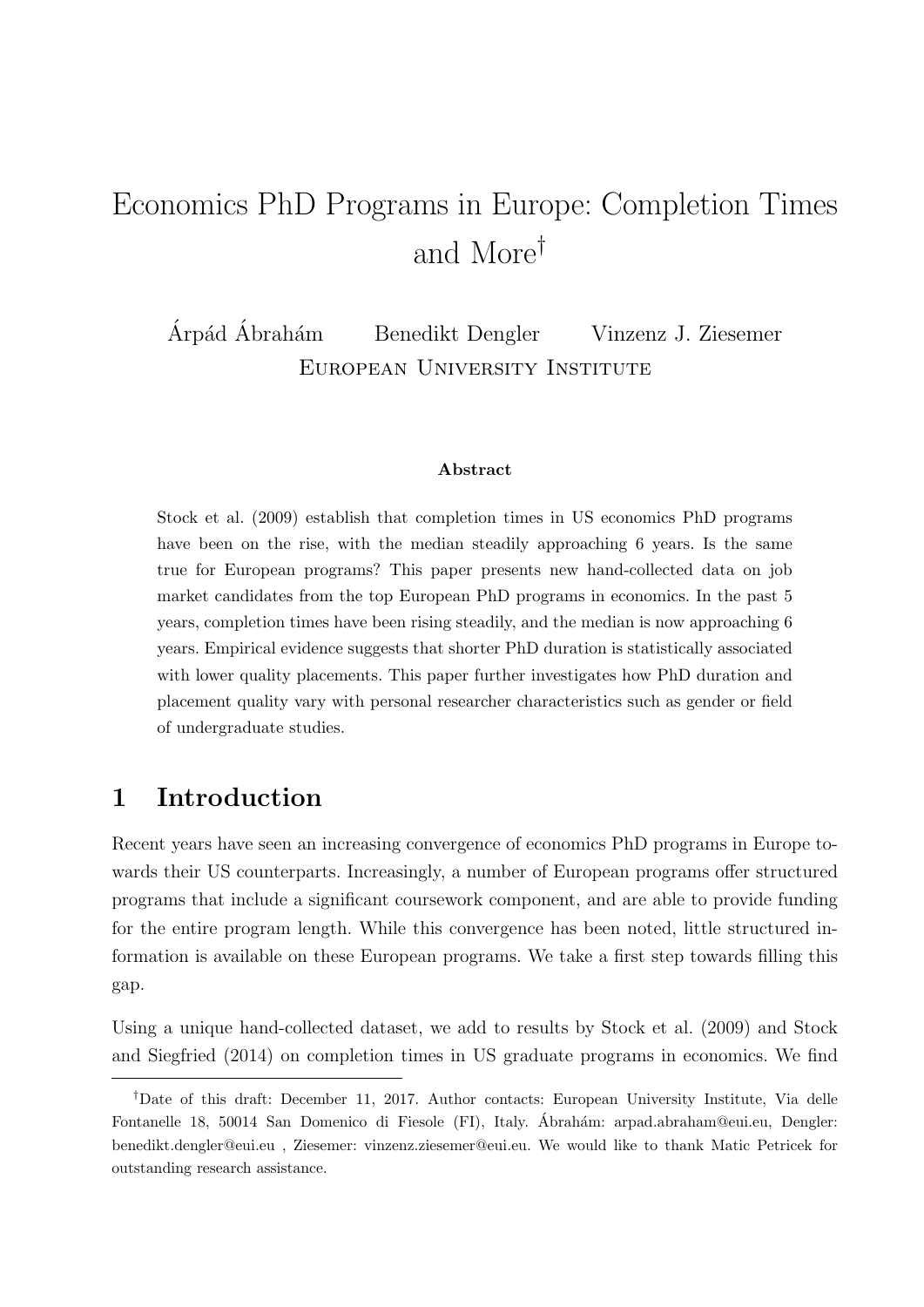# Economics PhD Programs in Europe: Completion Times and More[†]

Árpád Ábrahám Benedikt Dengler Vinzenz J. Ziesemer

European University Institute

**Abstract**

Stock et al. (2009) establish that completion times in US economics PhD programs have been on the rise, with the median steadily approaching 6 years. Is the same true for European programs? This paper presents new hand-collected data on job market candidates from the top European PhD programs in economics. In the past 5 years, completion times have been rising steadily, and the median is now approaching 6 years. Empirical evidence suggests that shorter PhD duration is statistically associated with lower quality placements. This paper further investigates how PhD duration and placement quality vary with personal researcher characteristics such as gender or field of undergraduate studies.

## 1 Introduction

Recent years have seen an increasing convergence of economics PhD programs in Europe towards their US counterparts. Increasingly, a number of European programs offer structured programs that include a significant coursework component, and are able to provide funding for the entire program length. While this convergence has been noted, little structured information is available on these European programs. We take a first step towards filling this gap.

Using a unique hand-collected dataset, we add to results by Stock et al. (2009) and Stock and Siegfried (2014) on completion times in US graduate programs in economics. We find

[†]Date of this draft: December 11, 2017. Author contacts: European University Institute, Via delle Fontanelle 18, 50014 San Domenico di Fiesole (FI), Italy. Ábrahám: arpad.abraham@eui.eu, Dengler: benedikt.dengler@eui.eu , Ziesemer: vinzenz.ziesemer@eui.eu. We would like to thank Matic Petricek for outstanding research assistance.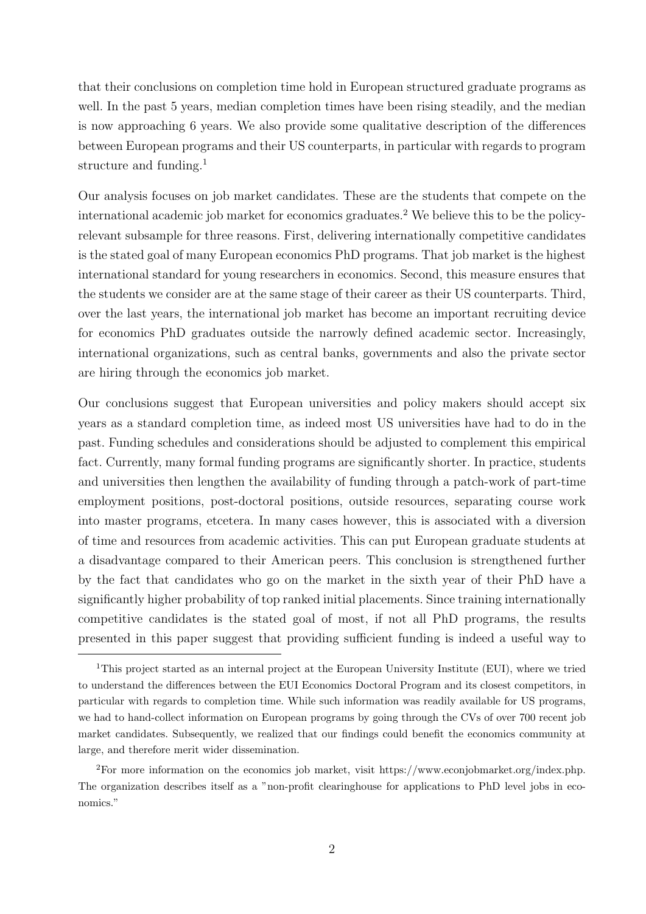that their conclusions on completion time hold in European structured graduate programs as well. In the past 5 years, median completion times have been rising steadily, and the median is now approaching 6 years. We also provide some qualitative description of the differences between European programs and their US counterparts, in particular with regards to program structure and funding.[1]

Our analysis focuses on job market candidates. These are the students that compete on the international academic job market for economics graduates.[2] We believe this to be the policy-relevant subsample for three reasons. First, delivering internationally competitive candidates is the stated goal of many European economics PhD programs. That job market is the highest international standard for young researchers in economics. Second, this measure ensures that the students we consider are at the same stage of their career as their US counterparts. Third, over the last years, the international job market has become an important recruiting device for economics PhD graduates outside the narrowly defined academic sector. Increasingly, international organizations, such as central banks, governments and also the private sector are hiring through the economics job market.

Our conclusions suggest that European universities and policy makers should accept six years as a standard completion time, as indeed most US universities have had to do in the past. Funding schedules and considerations should be adjusted to complement this empirical fact. Currently, many formal funding programs are significantly shorter. In practice, students and universities then lengthen the availability of funding through a patch-work of part-time employment positions, post-doctoral positions, outside resources, separating course work into master programs, etcetera. In many cases however, this is associated with a diversion of time and resources from academic activities. This can put European graduate students at a disadvantage compared to their American peers. This conclusion is strengthened further by the fact that candidates who go on the market in the sixth year of their PhD have a significantly higher probability of top ranked initial placements. Since training internationally competitive candidates is the stated goal of most, if not all PhD programs, the results presented in this paper suggest that providing sufficient funding is indeed a useful way to

[1] This project started as an internal project at the European University Institute (EUI), where we tried to understand the differences between the EUI Economics Doctoral Program and its closest competitors, in particular with regards to completion time. While such information was readily available for US programs, we had to hand-collect information on European programs by going through the CVs of over 700 recent job market candidates. Subsequently, we realized that our findings could benefit the economics community at large, and therefore merit wider dissemination.

[2] For more information on the economics job market, visit https://www.econjobmarket.org/index.php. The organization describes itself as a "non-profit clearinghouse for applications to PhD level jobs in economics."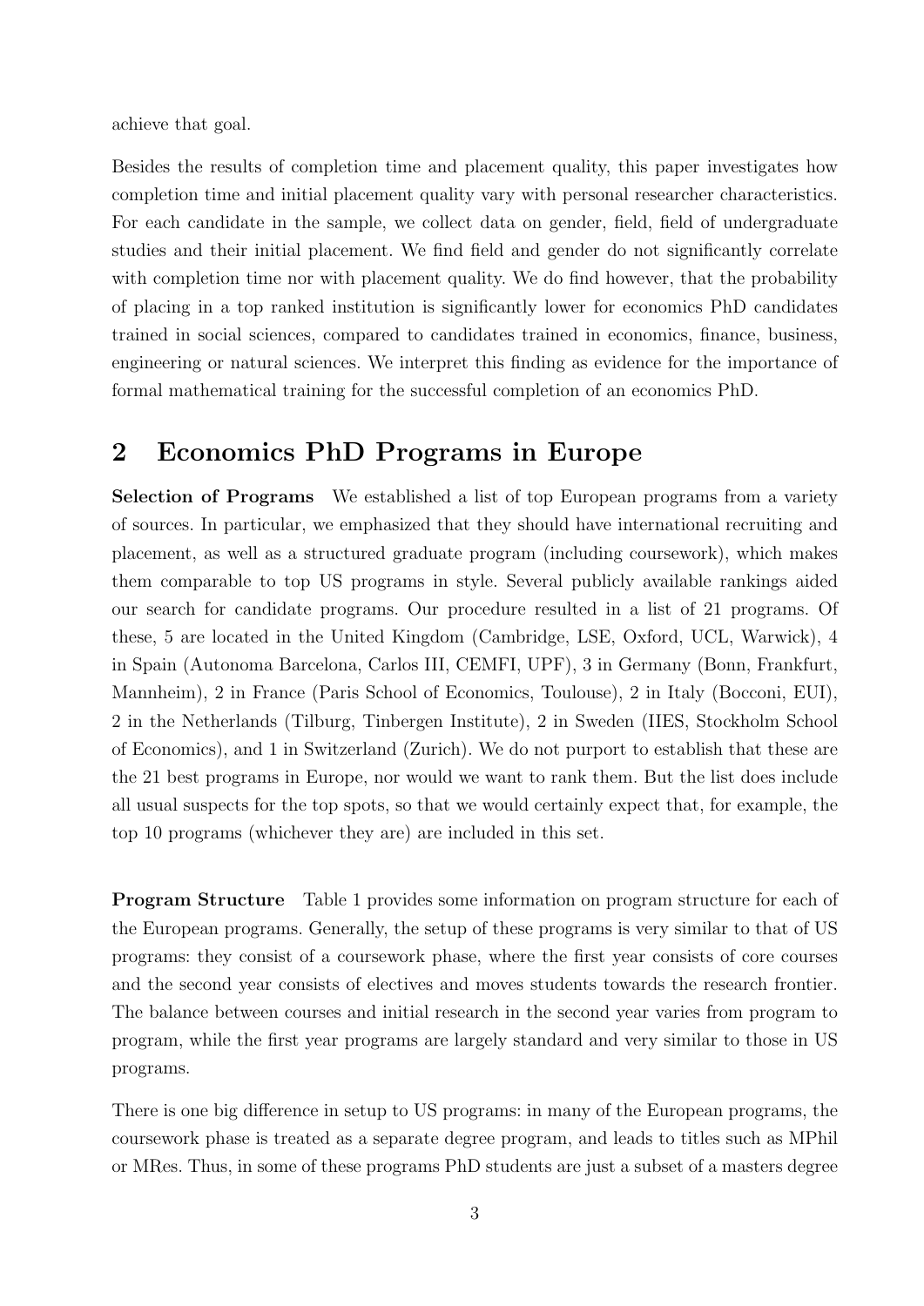achieve that goal.

Besides the results of completion time and placement quality, this paper investigates how completion time and initial placement quality vary with personal researcher characteristics. For each candidate in the sample, we collect data on gender, field, field of undergraduate studies and their initial placement. We find field and gender do not significantly correlate with completion time nor with placement quality. We do find however, that the probability of placing in a top ranked institution is significantly lower for economics PhD candidates trained in social sciences, compared to candidates trained in economics, finance, business, engineering or natural sciences. We interpret this finding as evidence for the importance of formal mathematical training for the successful completion of an economics PhD.

## 2 Economics PhD Programs in Europe

**Selection of Programs** We established a list of top European programs from a variety of sources. In particular, we emphasized that they should have international recruiting and placement, as well as a structured graduate program (including coursework), which makes them comparable to top US programs in style. Several publicly available rankings aided our search for candidate programs. Our procedure resulted in a list of 21 programs. Of these, 5 are located in the United Kingdom (Cambridge, LSE, Oxford, UCL, Warwick), 4 in Spain (Autonoma Barcelona, Carlos III, CEMFI, UPF), 3 in Germany (Bonn, Frankfurt, Mannheim), 2 in France (Paris School of Economics, Toulouse), 2 in Italy (Bocconi, EUI), 2 in the Netherlands (Tilburg, Tinbergen Institute), 2 in Sweden (IIES, Stockholm School of Economics), and 1 in Switzerland (Zurich). We do not purport to establish that these are the 21 best programs in Europe, nor would we want to rank them. But the list does include all usual suspects for the top spots, so that we would certainly expect that, for example, the top 10 programs (whichever they are) are included in this set.

**Program Structure** Table 1 provides some information on program structure for each of the European programs. Generally, the setup of these programs is very similar to that of US programs: they consist of a coursework phase, where the first year consists of core courses and the second year consists of electives and moves students towards the research frontier. The balance between courses and initial research in the second year varies from program to program, while the first year programs are largely standard and very similar to those in US programs.

There is one big difference in setup to US programs: in many of the European programs, the coursework phase is treated as a separate degree program, and leads to titles such as MPhil or MRes. Thus, in some of these programs PhD students are just a subset of a masters degree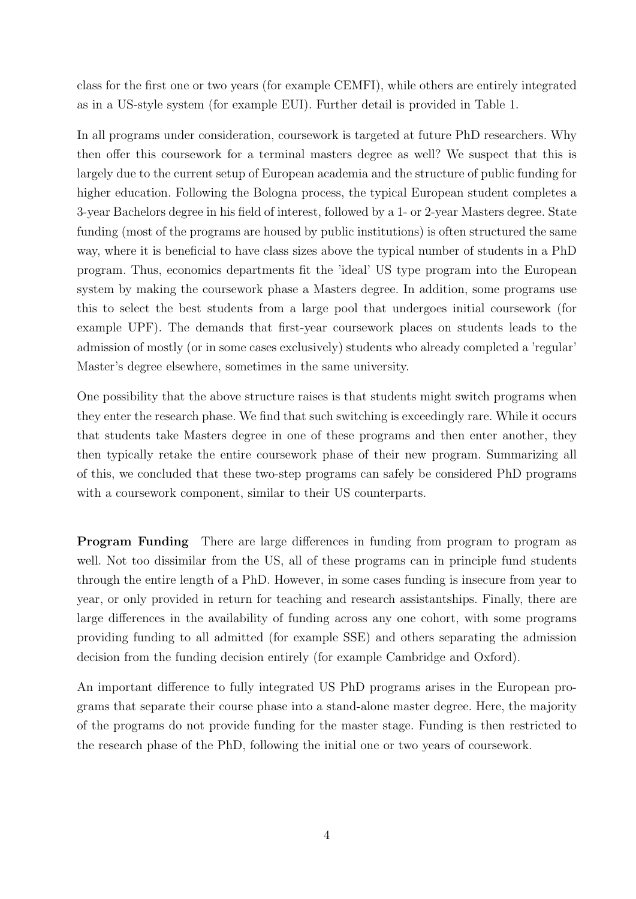class for the first one or two years (for example CEMFI), while others are entirely integrated as in a US-style system (for example EUI). Further detail is provided in Table 1.

In all programs under consideration, coursework is targeted at future PhD researchers. Why then offer this coursework for a terminal masters degree as well? We suspect that this is largely due to the current setup of European academia and the structure of public funding for higher education. Following the Bologna process, the typical European student completes a 3-year Bachelors degree in his field of interest, followed by a 1- or 2-year Masters degree. State funding (most of the programs are housed by public institutions) is often structured the same way, where it is beneficial to have class sizes above the typical number of students in a PhD program. Thus, economics departments fit the 'ideal' US type program into the European system by making the coursework phase a Masters degree. In addition, some programs use this to select the best students from a large pool that undergoes initial coursework (for example UPF). The demands that first-year coursework places on students leads to the admission of mostly (or in some cases exclusively) students who already completed a 'regular' Master's degree elsewhere, sometimes in the same university.

One possibility that the above structure raises is that students might switch programs when they enter the research phase. We find that such switching is exceedingly rare. While it occurs that students take Masters degree in one of these programs and then enter another, they then typically retake the entire coursework phase of their new program. Summarizing all of this, we concluded that these two-step programs can safely be considered PhD programs with a coursework component, similar to their US counterparts.

**Program Funding** There are large differences in funding from program to program as well. Not too dissimilar from the US, all of these programs can in principle fund students through the entire length of a PhD. However, in some cases funding is insecure from year to year, or only provided in return for teaching and research assistantships. Finally, there are large differences in the availability of funding across any one cohort, with some programs providing funding to all admitted (for example SSE) and others separating the admission decision from the funding decision entirely (for example Cambridge and Oxford).

An important difference to fully integrated US PhD programs arises in the European programs that separate their course phase into a stand-alone master degree. Here, the majority of the programs do not provide funding for the master stage. Funding is then restricted to the research phase of the PhD, following the initial one or two years of coursework.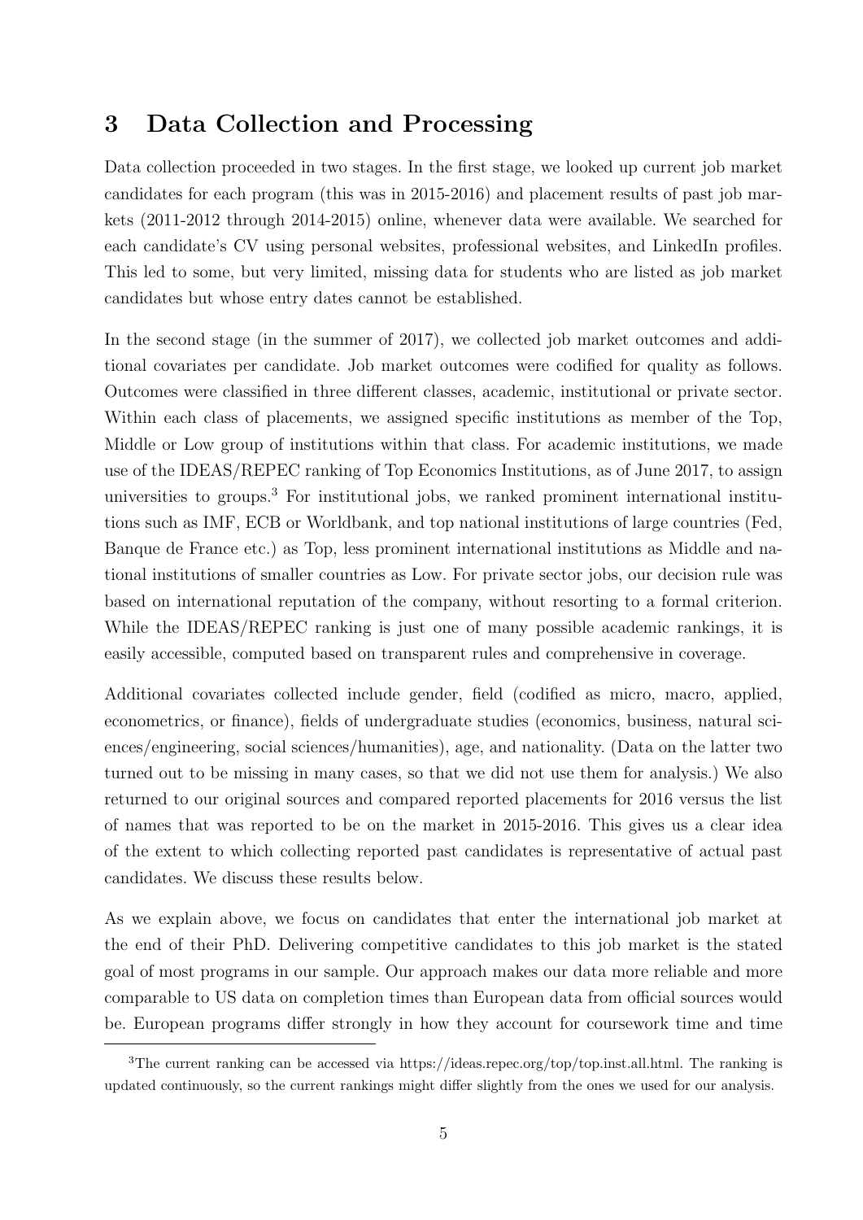## 3 Data Collection and Processing

Data collection proceeded in two stages. In the first stage, we looked up current job market candidates for each program (this was in 2015-2016) and placement results of past job markets (2011-2012 through 2014-2015) online, whenever data were available. We searched for each candidate's CV using personal websites, professional websites, and LinkedIn profiles. This led to some, but very limited, missing data for students who are listed as job market candidates but whose entry dates cannot be established.

In the second stage (in the summer of 2017), we collected job market outcomes and additional covariates per candidate. Job market outcomes were codified for quality as follows. Outcomes were classified in three different classes, academic, institutional or private sector. Within each class of placements, we assigned specific institutions as member of the Top, Middle or Low group of institutions within that class. For academic institutions, we made use of the IDEAS/REPEC ranking of Top Economics Institutions, as of June 2017, to assign universities to groups.[3] For institutional jobs, we ranked prominent international institutions such as IMF, ECB or Worldbank, and top national institutions of large countries (Fed, Banque de France etc.) as Top, less prominent international institutions as Middle and national institutions of smaller countries as Low. For private sector jobs, our decision rule was based on international reputation of the company, without resorting to a formal criterion. While the IDEAS/REPEC ranking is just one of many possible academic rankings, it is easily accessible, computed based on transparent rules and comprehensive in coverage.

Additional covariates collected include gender, field (codified as micro, macro, applied, econometrics, or finance), fields of undergraduate studies (economics, business, natural sciences/engineering, social sciences/humanities), age, and nationality. (Data on the latter two turned out to be missing in many cases, so that we did not use them for analysis.) We also returned to our original sources and compared reported placements for 2016 versus the list of names that was reported to be on the market in 2015-2016. This gives us a clear idea of the extent to which collecting reported past candidates is representative of actual past candidates. We discuss these results below.

As we explain above, we focus on candidates that enter the international job market at the end of their PhD. Delivering competitive candidates to this job market is the stated goal of most programs in our sample. Our approach makes our data more reliable and more comparable to US data on completion times than European data from official sources would be. European programs differ strongly in how they account for coursework time and time

[3] The current ranking can be accessed via https://ideas.repec.org/top/top.inst.all.html. The ranking is updated continuously, so the current rankings might differ slightly from the ones we used for our analysis.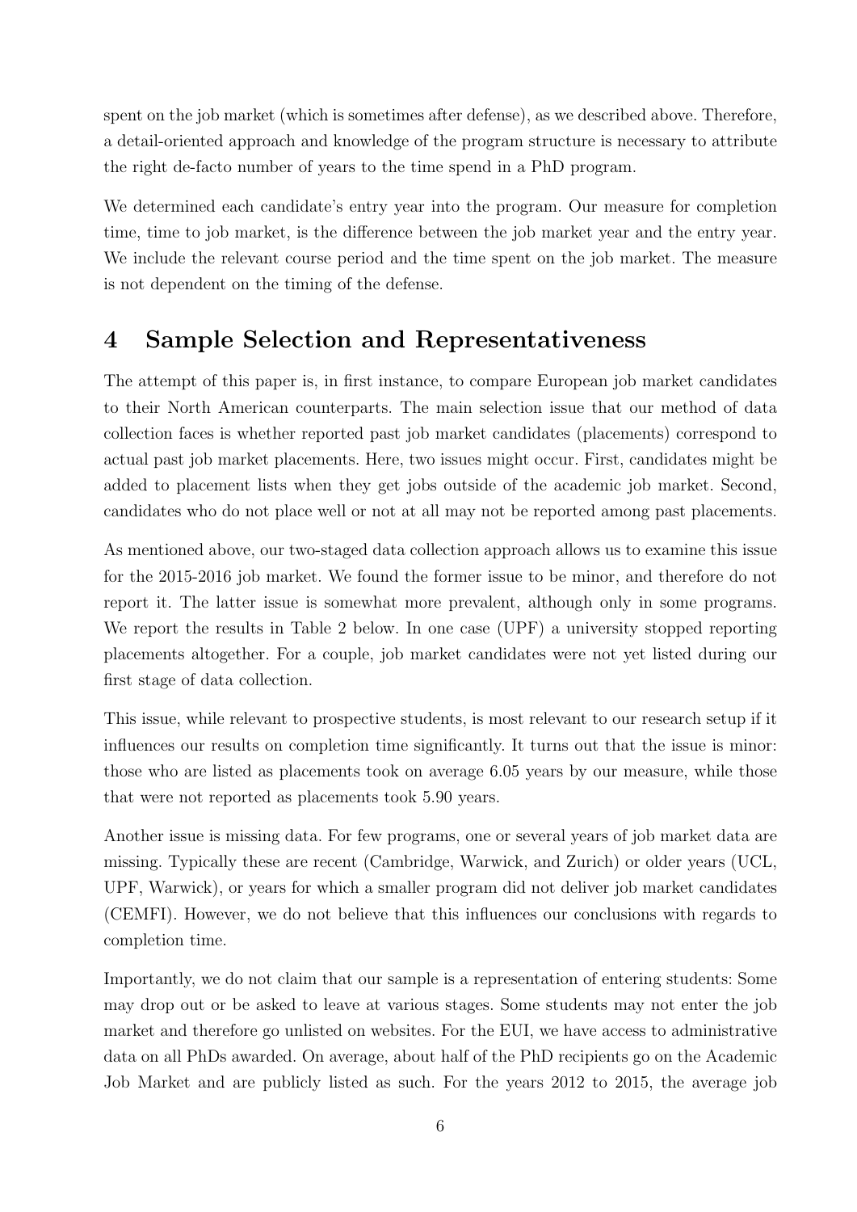spent on the job market (which is sometimes after defense), as we described above. Therefore, a detail-oriented approach and knowledge of the program structure is necessary to attribute the right de-facto number of years to the time spend in a PhD program.

We determined each candidate's entry year into the program. Our measure for completion time, time to job market, is the difference between the job market year and the entry year. We include the relevant course period and the time spent on the job market. The measure is not dependent on the timing of the defense.

# 4 Sample Selection and Representativeness

The attempt of this paper is, in first instance, to compare European job market candidates to their North American counterparts. The main selection issue that our method of data collection faces is whether reported past job market candidates (placements) correspond to actual past job market placements. Here, two issues might occur. First, candidates might be added to placement lists when they get jobs outside of the academic job market. Second, candidates who do not place well or not at all may not be reported among past placements.

As mentioned above, our two-staged data collection approach allows us to examine this issue for the 2015-2016 job market. We found the former issue to be minor, and therefore do not report it. The latter issue is somewhat more prevalent, although only in some programs. We report the results in Table 2 below. In one case (UPF) a university stopped reporting placements altogether. For a couple, job market candidates were not yet listed during our first stage of data collection.

This issue, while relevant to prospective students, is most relevant to our research setup if it influences our results on completion time significantly. It turns out that the issue is minor: those who are listed as placements took on average 6.05 years by our measure, while those that were not reported as placements took 5.90 years.

Another issue is missing data. For few programs, one or several years of job market data are missing. Typically these are recent (Cambridge, Warwick, and Zurich) or older years (UCL, UPF, Warwick), or years for which a smaller program did not deliver job market candidates (CEMFI). However, we do not believe that this influences our conclusions with regards to completion time.

Importantly, we do not claim that our sample is a representation of entering students: Some may drop out or be asked to leave at various stages. Some students may not enter the job market and therefore go unlisted on websites. For the EUI, we have access to administrative data on all PhDs awarded. On average, about half of the PhD recipients go on the Academic Job Market and are publicly listed as such. For the years 2012 to 2015, the average job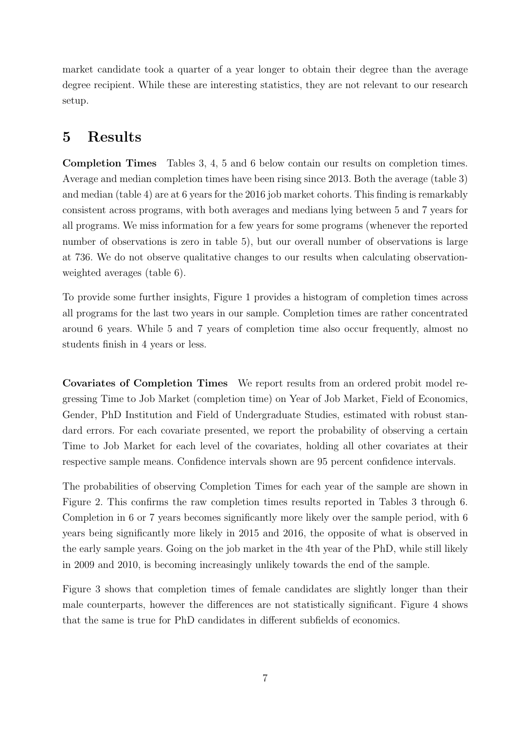market candidate took a quarter of a year longer to obtain their degree than the average degree recipient. While these are interesting statistics, they are not relevant to our research setup.

## 5 Results

**Completion Times** Tables 3, 4, 5 and 6 below contain our results on completion times. Average and median completion times have been rising since 2013. Both the average (table 3) and median (table 4) are at 6 years for the 2016 job market cohorts. This finding is remarkably consistent across programs, with both averages and medians lying between 5 and 7 years for all programs. We miss information for a few years for some programs (whenever the reported number of observations is zero in table 5), but our overall number of observations is large at 736. We do not observe qualitative changes to our results when calculating observation-weighted averages (table 6).

To provide some further insights, Figure 1 provides a histogram of completion times across all programs for the last two years in our sample. Completion times are rather concentrated around 6 years. While 5 and 7 years of completion time also occur frequently, almost no students finish in 4 years or less.

**Covariates of Completion Times** We report results from an ordered probit model regressing Time to Job Market (completion time) on Year of Job Market, Field of Economics, Gender, PhD Institution and Field of Undergraduate Studies, estimated with robust standard errors. For each covariate presented, we report the probability of observing a certain Time to Job Market for each level of the covariates, holding all other covariates at their respective sample means. Confidence intervals shown are 95 percent confidence intervals.

The probabilities of observing Completion Times for each year of the sample are shown in Figure 2. This confirms the raw completion times results reported in Tables 3 through 6. Completion in 6 or 7 years becomes significantly more likely over the sample period, with 6 years being significantly more likely in 2015 and 2016, the opposite of what is observed in the early sample years. Going on the job market in the 4th year of the PhD, while still likely in 2009 and 2010, is becoming increasingly unlikely towards the end of the sample.

Figure 3 shows that completion times of female candidates are slightly longer than their male counterparts, however the differences are not statistically significant. Figure 4 shows that the same is true for PhD candidates in different subfields of economics.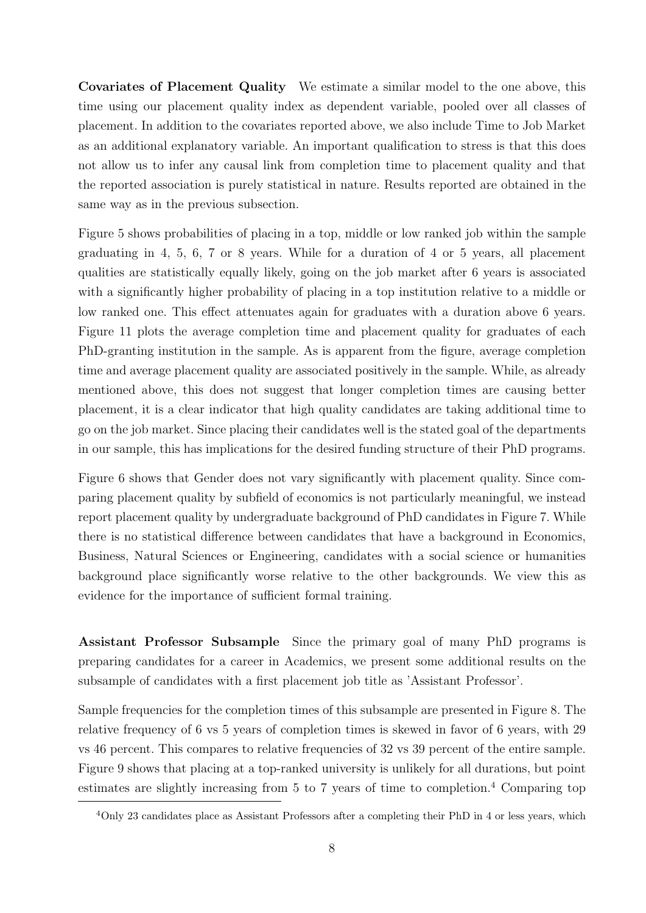**Covariates of Placement Quality** We estimate a similar model to the one above, this time using our placement quality index as dependent variable, pooled over all classes of placement. In addition to the covariates reported above, we also include Time to Job Market as an additional explanatory variable. An important qualification to stress is that this does not allow us to infer any causal link from completion time to placement quality and that the reported association is purely statistical in nature. Results reported are obtained in the same way as in the previous subsection.

Figure 5 shows probabilities of placing in a top, middle or low ranked job within the sample graduating in 4, 5, 6, 7 or 8 years. While for a duration of 4 or 5 years, all placement qualities are statistically equally likely, going on the job market after 6 years is associated with a significantly higher probability of placing in a top institution relative to a middle or low ranked one. This effect attenuates again for graduates with a duration above 6 years. Figure 11 plots the average completion time and placement quality for graduates of each PhD-granting institution in the sample. As is apparent from the figure, average completion time and average placement quality are associated positively in the sample. While, as already mentioned above, this does not suggest that longer completion times are causing better placement, it is a clear indicator that high quality candidates are taking additional time to go on the job market. Since placing their candidates well is the stated goal of the departments in our sample, this has implications for the desired funding structure of their PhD programs.

Figure 6 shows that Gender does not vary significantly with placement quality. Since comparing placement quality by subfield of economics is not particularly meaningful, we instead report placement quality by undergraduate background of PhD candidates in Figure 7. While there is no statistical difference between candidates that have a background in Economics, Business, Natural Sciences or Engineering, candidates with a social science or humanities background place significantly worse relative to the other backgrounds. We view this as evidence for the importance of sufficient formal training.

**Assistant Professor Subsample** Since the primary goal of many PhD programs is preparing candidates for a career in Academics, we present some additional results on the subsample of candidates with a first placement job title as 'Assistant Professor'.

Sample frequencies for the completion times of this subsample are presented in Figure 8. The relative frequency of 6 vs 5 years of completion times is skewed in favor of 6 years, with 29 vs 46 percent. This compares to relative frequencies of 32 vs 39 percent of the entire sample. Figure 9 shows that placing at a top-ranked university is unlikely for all durations, but point estimates are slightly increasing from 5 to 7 years of time to completion.[4] Comparing top

[4]Only 23 candidates place as Assistant Professors after a completing their PhD in 4 or less years, which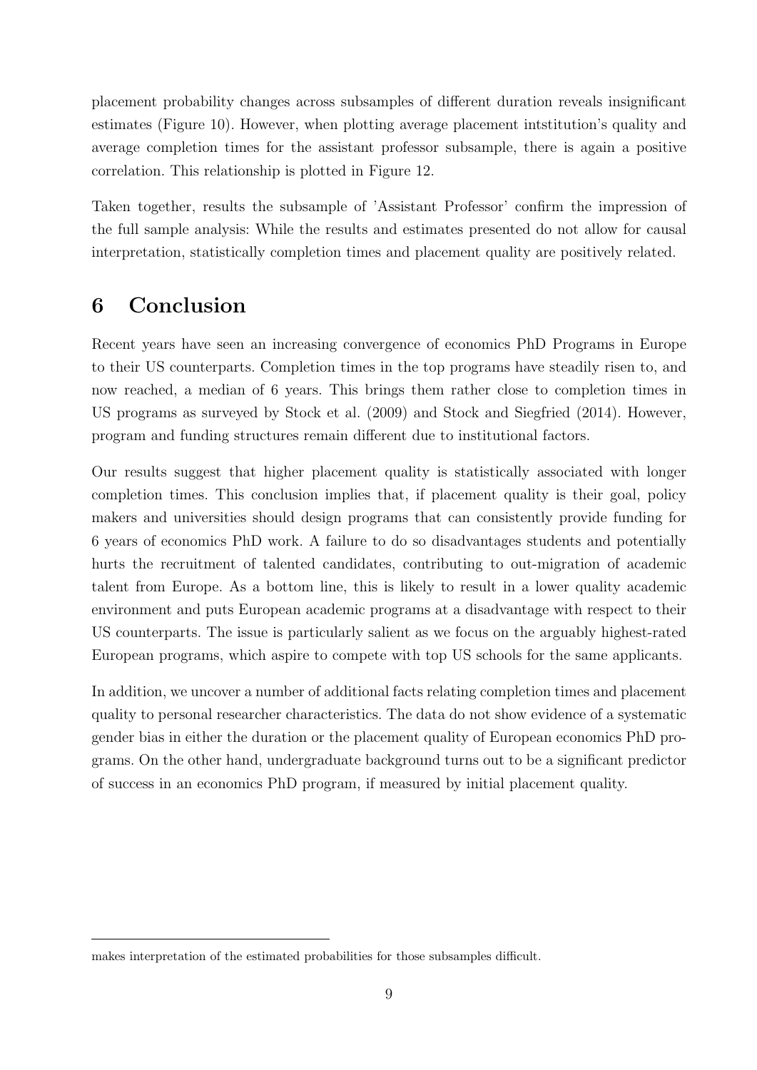placement probability changes across subsamples of different duration reveals insignificant estimates (Figure 10). However, when plotting average placement intstitution's quality and average completion times for the assistant professor subsample, there is again a positive correlation. This relationship is plotted in Figure 12.

Taken together, results the subsample of 'Assistant Professor' confirm the impression of the full sample analysis: While the results and estimates presented do not allow for causal interpretation, statistically completion times and placement quality are positively related.

# 6 Conclusion

Recent years have seen an increasing convergence of economics PhD Programs in Europe to their US counterparts. Completion times in the top programs have steadily risen to, and now reached, a median of 6 years. This brings them rather close to completion times in US programs as surveyed by Stock et al. (2009) and Stock and Siegfried (2014). However, program and funding structures remain different due to institutional factors.

Our results suggest that higher placement quality is statistically associated with longer completion times. This conclusion implies that, if placement quality is their goal, policy makers and universities should design programs that can consistently provide funding for 6 years of economics PhD work. A failure to do so disadvantages students and potentially hurts the recruitment of talented candidates, contributing to out-migration of academic talent from Europe. As a bottom line, this is likely to result in a lower quality academic environment and puts European academic programs at a disadvantage with respect to their US counterparts. The issue is particularly salient as we focus on the arguably highest-rated European programs, which aspire to compete with top US schools for the same applicants.

In addition, we uncover a number of additional facts relating completion times and placement quality to personal researcher characteristics. The data do not show evidence of a systematic gender bias in either the duration or the placement quality of European economics PhD programs. On the other hand, undergraduate background turns out to be a significant predictor of success in an economics PhD program, if measured by initial placement quality.

makes interpretation of the estimated probabilities for those subsamples difficult.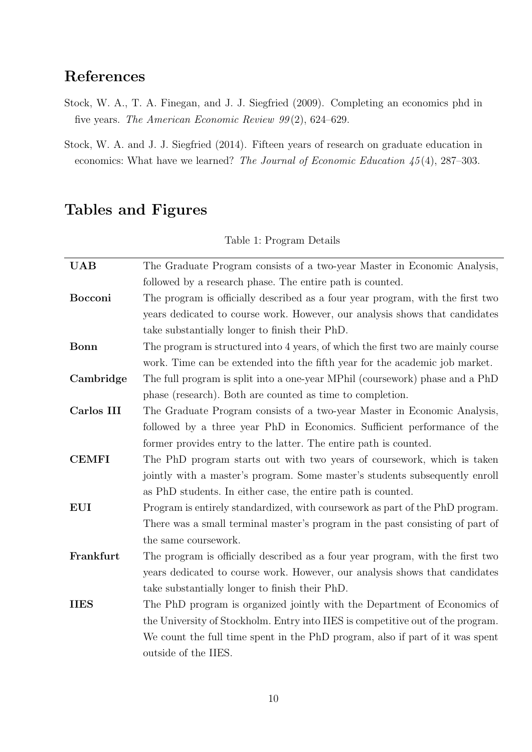## References

Stock, W. A., T. A. Finegan, and J. J. Siegfried (2009). Completing an economics phd in five years. *The American Economic Review 99*(2), 624–629.

Stock, W. A. and J. J. Siegfried (2014). Fifteen years of research on graduate education in economics: What have we learned? *The Journal of Economic Education 45*(4), 287–303.

## Tables and Figures

Table 1: Program Details

| | |
|---|---|
| **UAB** | The Graduate Program consists of a two-year Master in Economic Analysis, followed by a research phase. The entire path is counted. |
| **Bocconi** | The program is officially described as a four year program, with the first two years dedicated to course work. However, our analysis shows that candidates take substantially longer to finish their PhD. |
| **Bonn** | The program is structured into 4 years, of which the first two are mainly course work. Time can be extended into the fifth year for the academic job market. |
| **Cambridge** | The full program is split into a one-year MPhil (coursework) phase and a PhD phase (research). Both are counted as time to completion. |
| **Carlos III** | The Graduate Program consists of a two-year Master in Economic Analysis, followed by a three year PhD in Economics. Sufficient performance of the former provides entry to the latter. The entire path is counted. |
| **CEMFI** | The PhD program starts out with two years of coursework, which is taken jointly with a master's program. Some master's students subsequently enroll as PhD students. In either case, the entire path is counted. |
| **EUI** | Program is entirely standardized, with coursework as part of the PhD program. There was a small terminal master's program in the past consisting of part of the same coursework. |
| **Frankfurt** | The program is officially described as a four year program, with the first two years dedicated to course work. However, our analysis shows that candidates take substantially longer to finish their PhD. |
| **IIES** | The PhD program is organized jointly with the Department of Economics of the University of Stockholm. Entry into IIES is competitive out of the program. We count the full time spent in the PhD program, also if part of it was spent outside of the IIES. |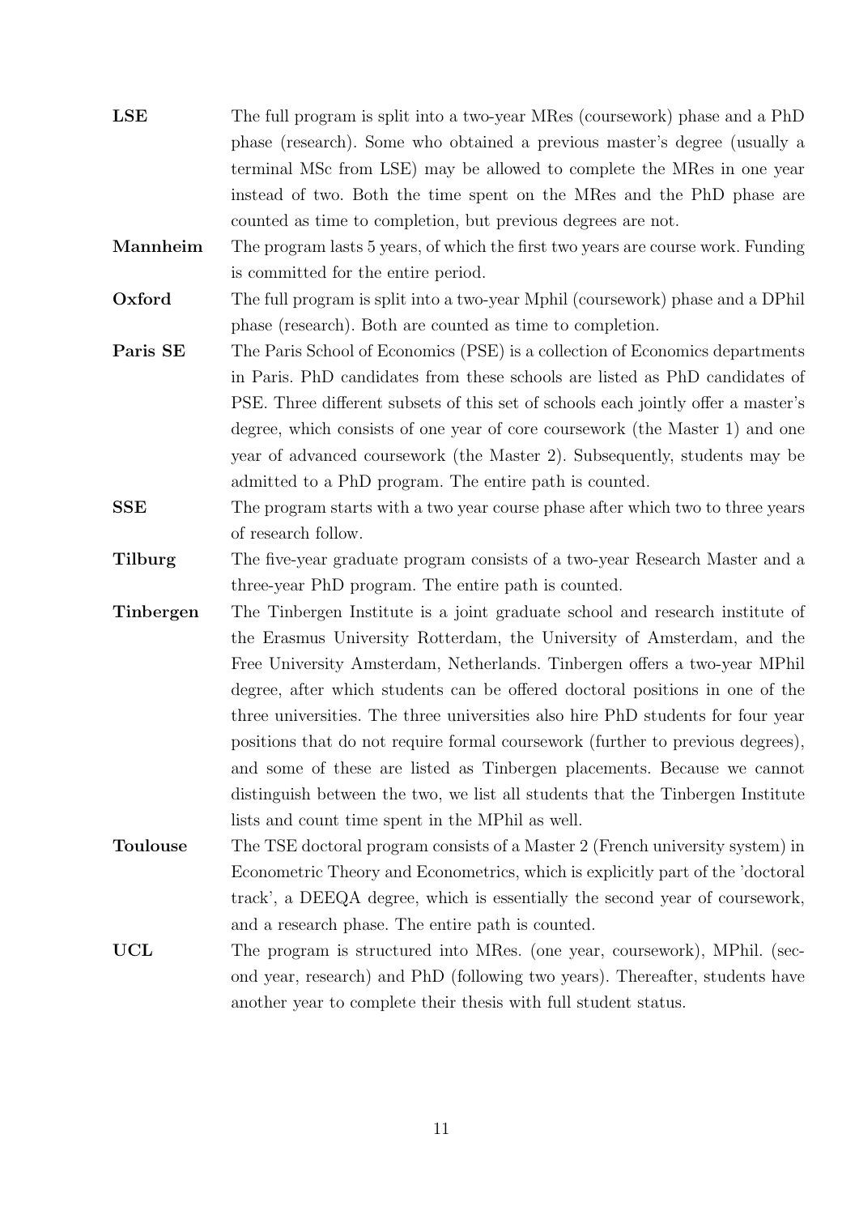**LSE** The full program is split into a two-year MRes (coursework) phase and a PhD phase (research). Some who obtained a previous master's degree (usually a terminal MSc from LSE) may be allowed to complete the MRes in one year instead of two. Both the time spent on the MRes and the PhD phase are counted as time to completion, but previous degrees are not.

**Mannheim** The program lasts 5 years, of which the first two years are course work. Funding is committed for the entire period.

**Oxford** The full program is split into a two-year Mphil (coursework) phase and a DPhil phase (research). Both are counted as time to completion.

**Paris SE** The Paris School of Economics (PSE) is a collection of Economics departments in Paris. PhD candidates from these schools are listed as PhD candidates of PSE. Three different subsets of this set of schools each jointly offer a master's degree, which consists of one year of core coursework (the Master 1) and one year of advanced coursework (the Master 2). Subsequently, students may be admitted to a PhD program. The entire path is counted.

**SSE** The program starts with a two year course phase after which two to three years of research follow.

**Tilburg** The five-year graduate program consists of a two-year Research Master and a three-year PhD program. The entire path is counted.

**Tinbergen** The Tinbergen Institute is a joint graduate school and research institute of the Erasmus University Rotterdam, the University of Amsterdam, and the Free University Amsterdam, Netherlands. Tinbergen offers a two-year MPhil degree, after which students can be offered doctoral positions in one of the three universities. The three universities also hire PhD students for four year positions that do not require formal coursework (further to previous degrees), and some of these are listed as Tinbergen placements. Because we cannot distinguish between the two, we list all students that the Tinbergen Institute lists and count time spent in the MPhil as well.

**Toulouse** The TSE doctoral program consists of a Master 2 (French university system) in Econometric Theory and Econometrics, which is explicitly part of the 'doctoral track', a DEEQA degree, which is essentially the second year of coursework, and a research phase. The entire path is counted.

**UCL** The program is structured into MRes. (one year, coursework), MPhil. (second year, research) and PhD (following two years). Thereafter, students have another year to complete their thesis with full student status.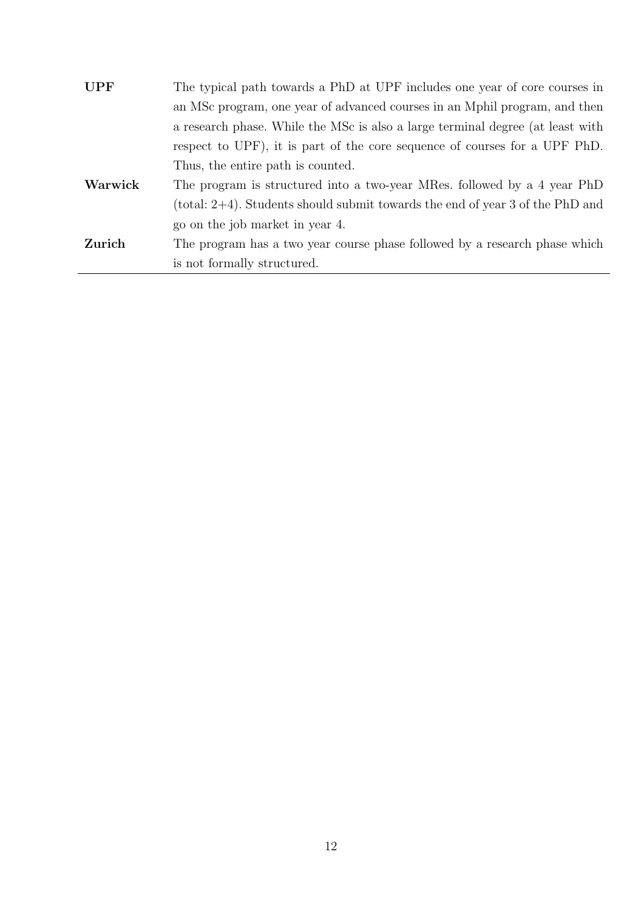| | |
|---|---|
| **UPF** | The typical path towards a PhD at UPF includes one year of core courses in an MSc program, one year of advanced courses in an Mphil program, and then a research phase. While the MSc is also a large terminal degree (at least with respect to UPF), it is part of the core sequence of courses for a UPF PhD. Thus, the entire path is counted. |
| **Warwick** | The program is structured into a two-year MRes. followed by a 4 year PhD (total: 2+4). Students should submit towards the end of year 3 of the PhD and go on the job market in year 4. |
| **Zurich** | The program has a two year course phase followed by a research phase which is not formally structured. |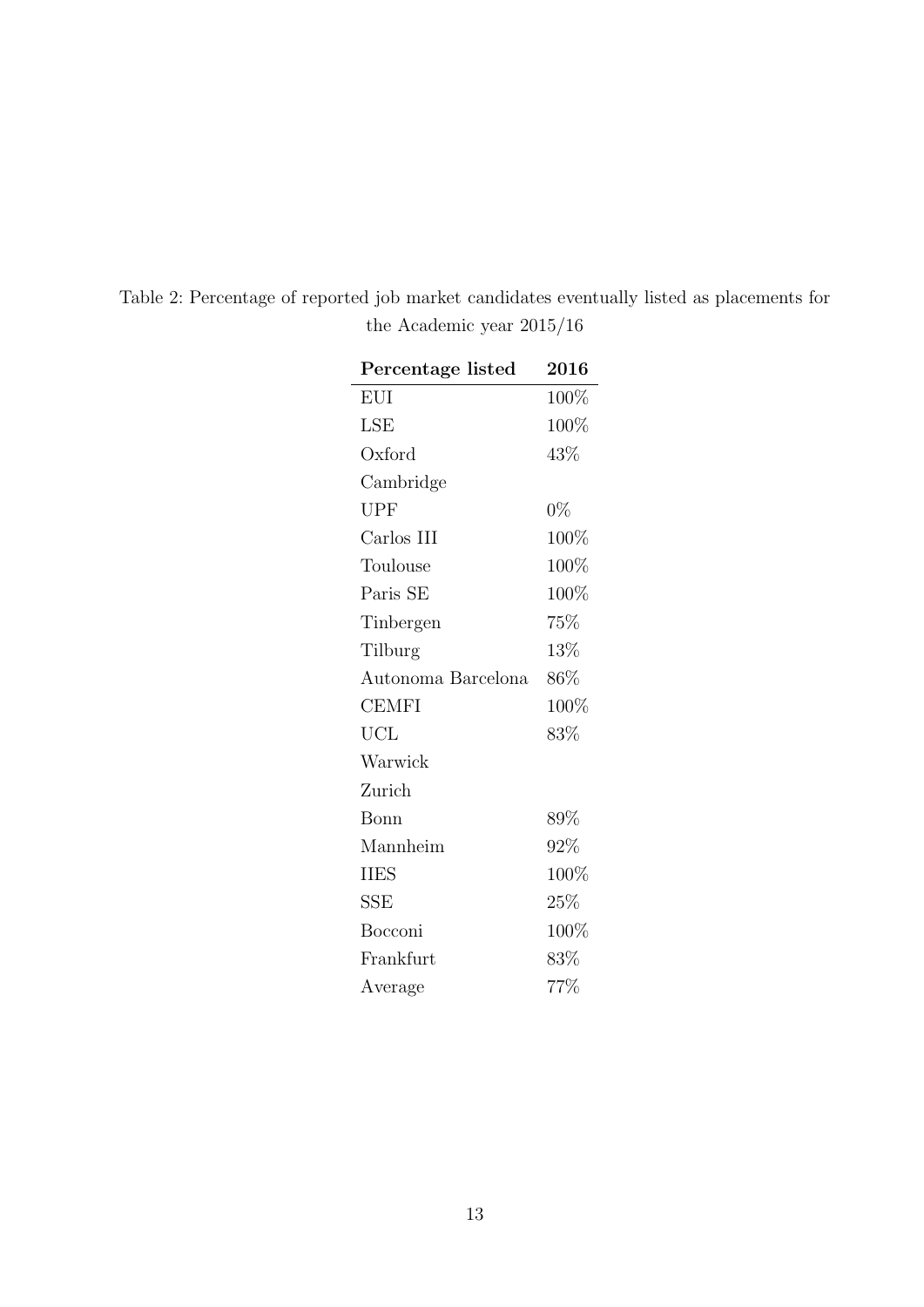Table 2: Percentage of reported job market candidates eventually listed as placements for the Academic year 2015/16

| Percentage listed | 2016 |
|---|---|
| EUI | 100% |
| LSE | 100% |
| Oxford | 43% |
| Cambridge | |
| UPF | 0% |
| Carlos III | 100% |
| Toulouse | 100% |
| Paris SE | 100% |
| Tinbergen | 75% |
| Tilburg | 13% |
| Autonoma Barcelona | 86% |
| CEMFI | 100% |
| UCL | 83% |
| Warwick | |
| Zurich | |
| Bonn | 89% |
| Mannheim | 92% |
| IIES | 100% |
| SSE | 25% |
| Bocconi | 100% |
| Frankfurt | 83% |
| Average | 77% |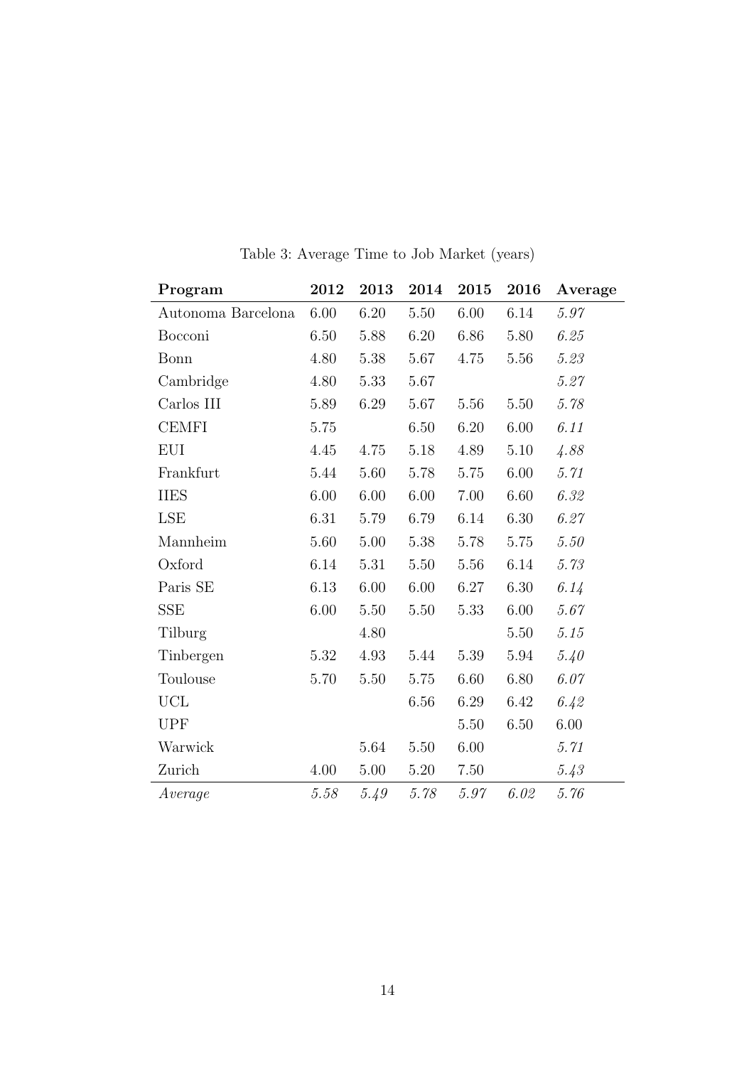Table 3: Average Time to Job Market (years)

| **Program** | **2012** | **2013** | **2014** | **2015** | **2016** | **Average** |
|---|---|---|---|---|---|---|
| Autonoma Barcelona | 6.00 | 6.20 | 5.50 | 6.00 | 6.14 | *5.97* |
| Bocconi | 6.50 | 5.88 | 6.20 | 6.86 | 5.80 | *6.25* |
| Bonn | 4.80 | 5.38 | 5.67 | 4.75 | 5.56 | *5.23* |
| Cambridge | 4.80 | 5.33 | 5.67 | | | *5.27* |
| Carlos III | 5.89 | 6.29 | 5.67 | 5.56 | 5.50 | *5.78* |
| CEMFI | 5.75 | | 6.50 | 6.20 | 6.00 | *6.11* |
| EUI | 4.45 | 4.75 | 5.18 | 4.89 | 5.10 | *4.88* |
| Frankfurt | 5.44 | 5.60 | 5.78 | 5.75 | 6.00 | *5.71* |
| IIES | 6.00 | 6.00 | 6.00 | 7.00 | 6.60 | *6.32* |
| LSE | 6.31 | 5.79 | 6.79 | 6.14 | 6.30 | *6.27* |
| Mannheim | 5.60 | 5.00 | 5.38 | 5.78 | 5.75 | *5.50* |
| Oxford | 6.14 | 5.31 | 5.50 | 5.56 | 6.14 | *5.73* |
| Paris SE | 6.13 | 6.00 | 6.00 | 6.27 | 6.30 | *6.14* |
| SSE | 6.00 | 5.50 | 5.50 | 5.33 | 6.00 | *5.67* |
| Tilburg | | 4.80 | | | 5.50 | *5.15* |
| Tinbergen | 5.32 | 4.93 | 5.44 | 5.39 | 5.94 | *5.40* |
| Toulouse | 5.70 | 5.50 | 5.75 | 6.60 | 6.80 | *6.07* |
| UCL | | | 6.56 | 6.29 | 6.42 | *6.42* |
| UPF | | | | 5.50 | 6.50 | 6.00 |
| Warwick | | 5.64 | 5.50 | 6.00 | | *5.71* |
| Zurich | 4.00 | 5.00 | 5.20 | 7.50 | | *5.43* |
| *Average* | *5.58* | *5.49* | *5.78* | *5.97* | *6.02* | *5.76* |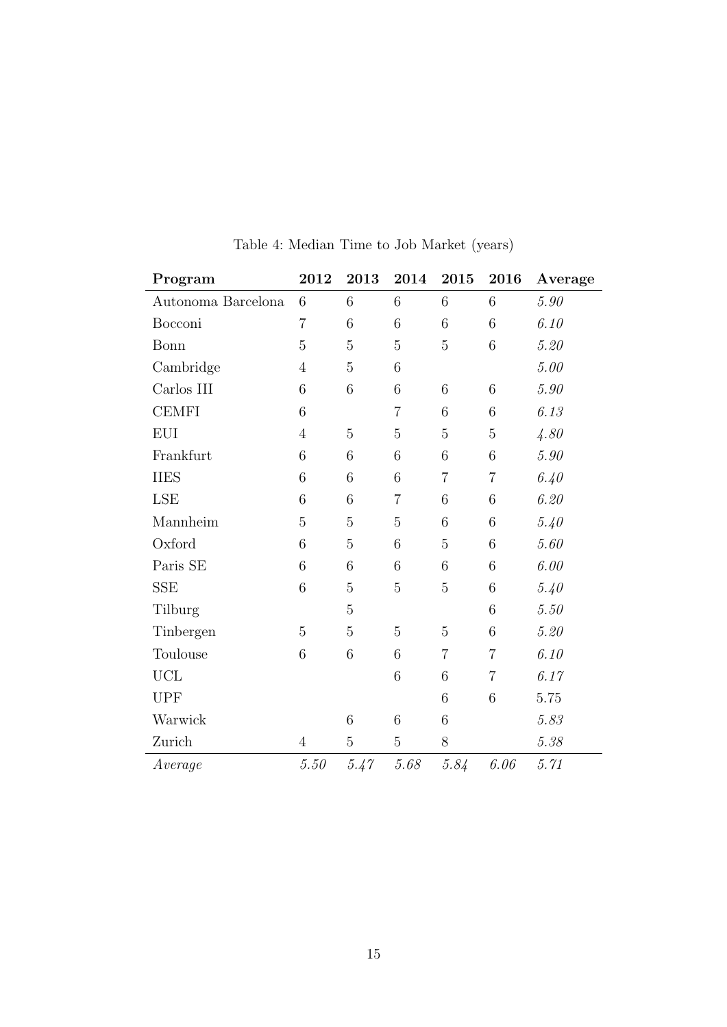Table 4: Median Time to Job Market (years)

| **Program** | **2012** | **2013** | **2014** | **2015** | **2016** | **Average** |
|---|---|---|---|---|---|---|
| Autonoma Barcelona | 6 | 6 | 6 | 6 | 6 | *5.90* |
| Bocconi | 7 | 6 | 6 | 6 | 6 | *6.10* |
| Bonn | 5 | 5 | 5 | 5 | 6 | *5.20* |
| Cambridge | 4 | 5 | 6 | | | *5.00* |
| Carlos III | 6 | 6 | 6 | 6 | 6 | *5.90* |
| CEMFI | 6 | | 7 | 6 | 6 | *6.13* |
| EUI | 4 | 5 | 5 | 5 | 5 | *4.80* |
| Frankfurt | 6 | 6 | 6 | 6 | 6 | *5.90* |
| IIES | 6 | 6 | 6 | 7 | 7 | *6.40* |
| LSE | 6 | 6 | 7 | 6 | 6 | *6.20* |
| Mannheim | 5 | 5 | 5 | 6 | 6 | *5.40* |
| Oxford | 6 | 5 | 6 | 5 | 6 | *5.60* |
| Paris SE | 6 | 6 | 6 | 6 | 6 | *6.00* |
| SSE | 6 | 5 | 5 | 5 | 6 | *5.40* |
| Tilburg | | 5 | | | 6 | *5.50* |
| Tinbergen | 5 | 5 | 5 | 5 | 6 | *5.20* |
| Toulouse | 6 | 6 | 6 | 7 | 7 | *6.10* |
| UCL | | | 6 | 6 | 7 | *6.17* |
| UPF | | | | 6 | 6 | 5.75 |
| Warwick | | 6 | 6 | 6 | | *5.83* |
| Zurich | 4 | 5 | 5 | 8 | | *5.38* |
| *Average* | *5.50* | *5.47* | *5.68* | *5.84* | *6.06* | *5.71* |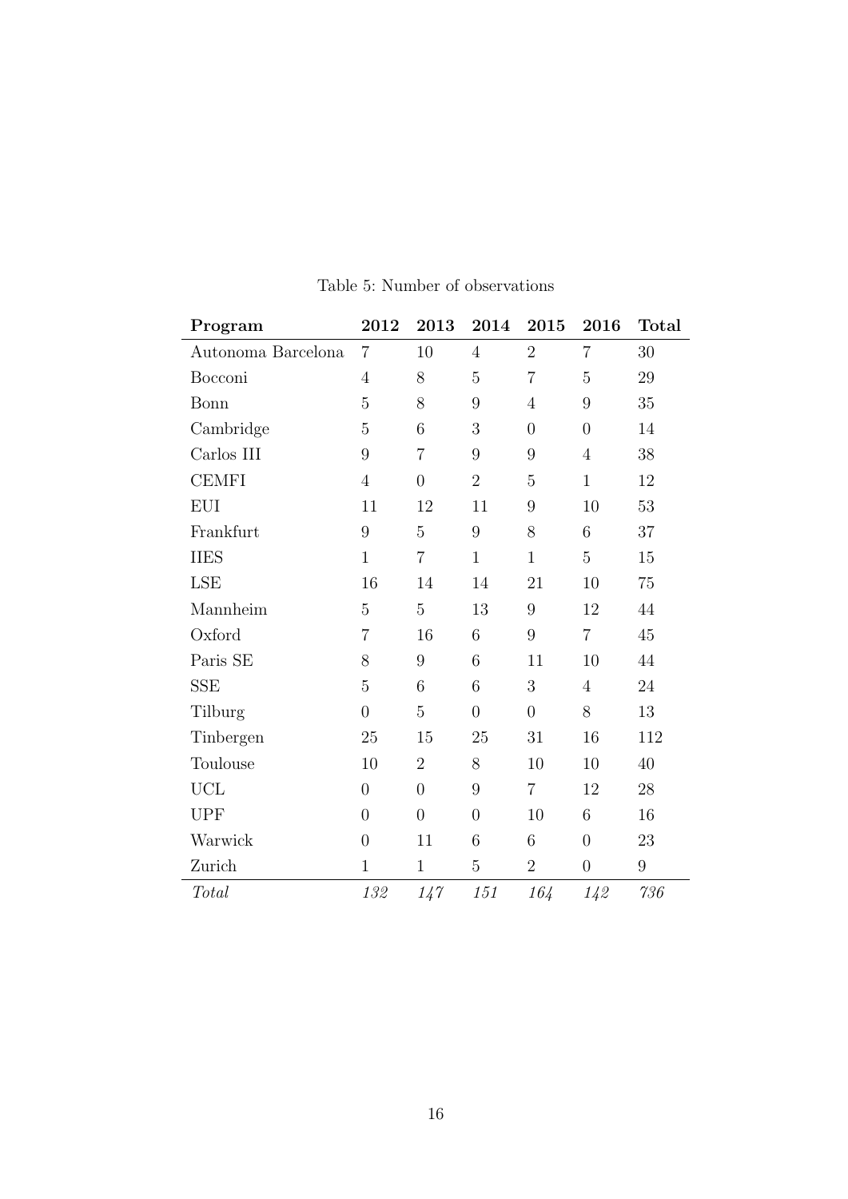Table 5: Number of observations

| **Program** | **2012** | **2013** | **2014** | **2015** | **2016** | **Total** |
|---|---|---|---|---|---|---|
| Autonoma Barcelona | 7 | 10 | 4 | 2 | 7 | 30 |
| Bocconi | 4 | 8 | 5 | 7 | 5 | 29 |
| Bonn | 5 | 8 | 9 | 4 | 9 | 35 |
| Cambridge | 5 | 6 | 3 | 0 | 0 | 14 |
| Carlos III | 9 | 7 | 9 | 9 | 4 | 38 |
| CEMFI | 4 | 0 | 2 | 5 | 1 | 12 |
| EUI | 11 | 12 | 11 | 9 | 10 | 53 |
| Frankfurt | 9 | 5 | 9 | 8 | 6 | 37 |
| IIES | 1 | 7 | 1 | 1 | 5 | 15 |
| LSE | 16 | 14 | 14 | 21 | 10 | 75 |
| Mannheim | 5 | 5 | 13 | 9 | 12 | 44 |
| Oxford | 7 | 16 | 6 | 9 | 7 | 45 |
| Paris SE | 8 | 9 | 6 | 11 | 10 | 44 |
| SSE | 5 | 6 | 6 | 3 | 4 | 24 |
| Tilburg | 0 | 5 | 0 | 0 | 8 | 13 |
| Tinbergen | 25 | 15 | 25 | 31 | 16 | 112 |
| Toulouse | 10 | 2 | 8 | 10 | 10 | 40 |
| UCL | 0 | 0 | 9 | 7 | 12 | 28 |
| UPF | 0 | 0 | 0 | 10 | 6 | 16 |
| Warwick | 0 | 11 | 6 | 6 | 0 | 23 |
| Zurich | 1 | 1 | 5 | 2 | 0 | 9 |
| *Total* | *132* | *147* | *151* | *164* | *142* | *736* |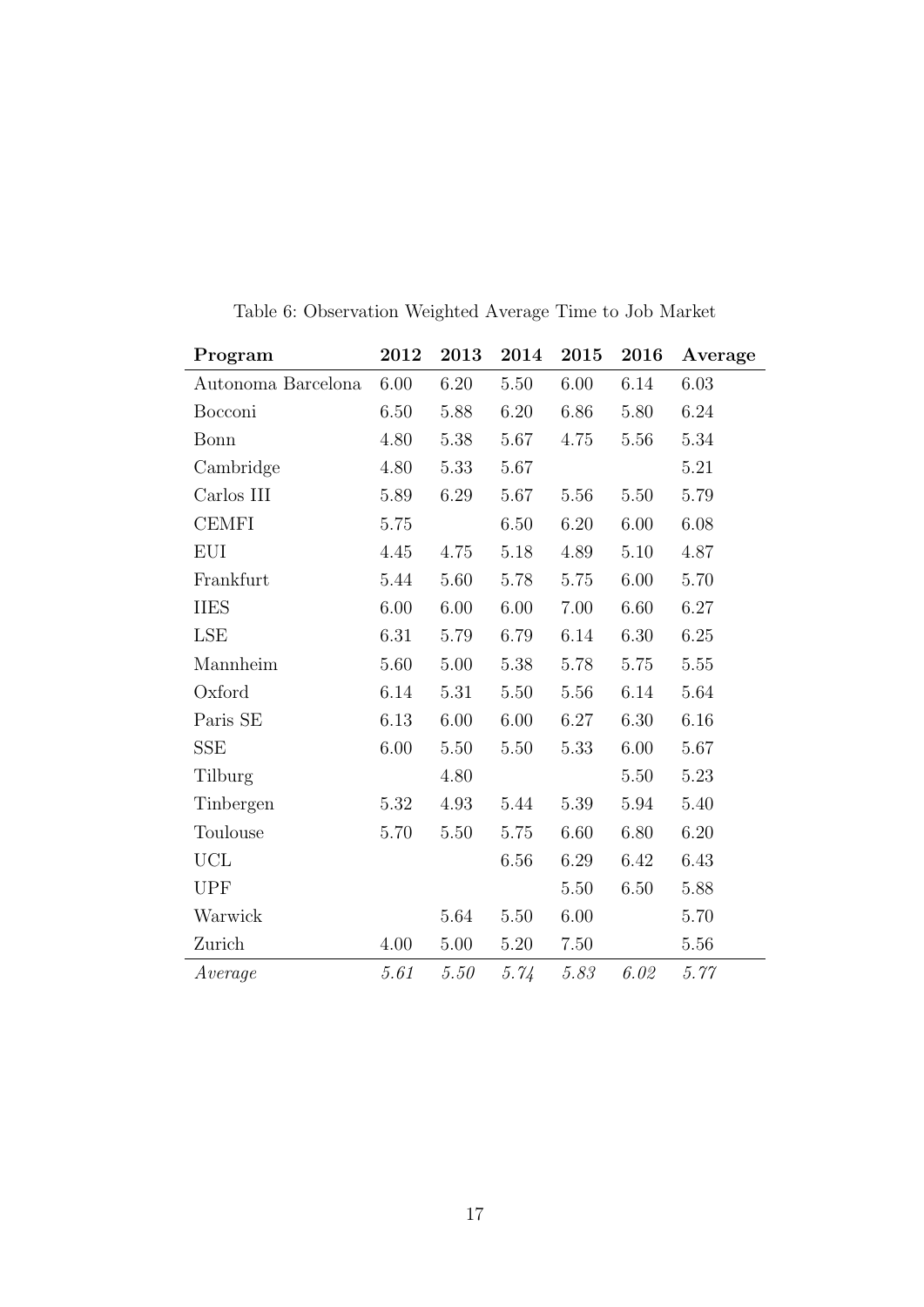Table 6: Observation Weighted Average Time to Job Market

| Program | 2012 | 2013 | 2014 | 2015 | 2016 | Average |
|---|---|---|---|---|---|---|
| Autonoma Barcelona | 6.00 | 6.20 | 5.50 | 6.00 | 6.14 | 6.03 |
| Bocconi | 6.50 | 5.88 | 6.20 | 6.86 | 5.80 | 6.24 |
| Bonn | 4.80 | 5.38 | 5.67 | 4.75 | 5.56 | 5.34 |
| Cambridge | 4.80 | 5.33 | 5.67 | | | 5.21 |
| Carlos III | 5.89 | 6.29 | 5.67 | 5.56 | 5.50 | 5.79 |
| CEMFI | 5.75 | | 6.50 | 6.20 | 6.00 | 6.08 |
| EUI | 4.45 | 4.75 | 5.18 | 4.89 | 5.10 | 4.87 |
| Frankfurt | 5.44 | 5.60 | 5.78 | 5.75 | 6.00 | 5.70 |
| IIES | 6.00 | 6.00 | 6.00 | 7.00 | 6.60 | 6.27 |
| LSE | 6.31 | 5.79 | 6.79 | 6.14 | 6.30 | 6.25 |
| Mannheim | 5.60 | 5.00 | 5.38 | 5.78 | 5.75 | 5.55 |
| Oxford | 6.14 | 5.31 | 5.50 | 5.56 | 6.14 | 5.64 |
| Paris SE | 6.13 | 6.00 | 6.00 | 6.27 | 6.30 | 6.16 |
| SSE | 6.00 | 5.50 | 5.50 | 5.33 | 6.00 | 5.67 |
| Tilburg | | 4.80 | | | 5.50 | 5.23 |
| Tinbergen | 5.32 | 4.93 | 5.44 | 5.39 | 5.94 | 5.40 |
| Toulouse | 5.70 | 5.50 | 5.75 | 6.60 | 6.80 | 6.20 |
| UCL | | | 6.56 | 6.29 | 6.42 | 6.43 |
| UPF | | | | 5.50 | 6.50 | 5.88 |
| Warwick | | 5.64 | 5.50 | 6.00 | | 5.70 |
| Zurich | 4.00 | 5.00 | 5.20 | 7.50 | | 5.56 |
| *Average* | *5.61* | *5.50* | *5.74* | *5.83* | *6.02* | *5.77* |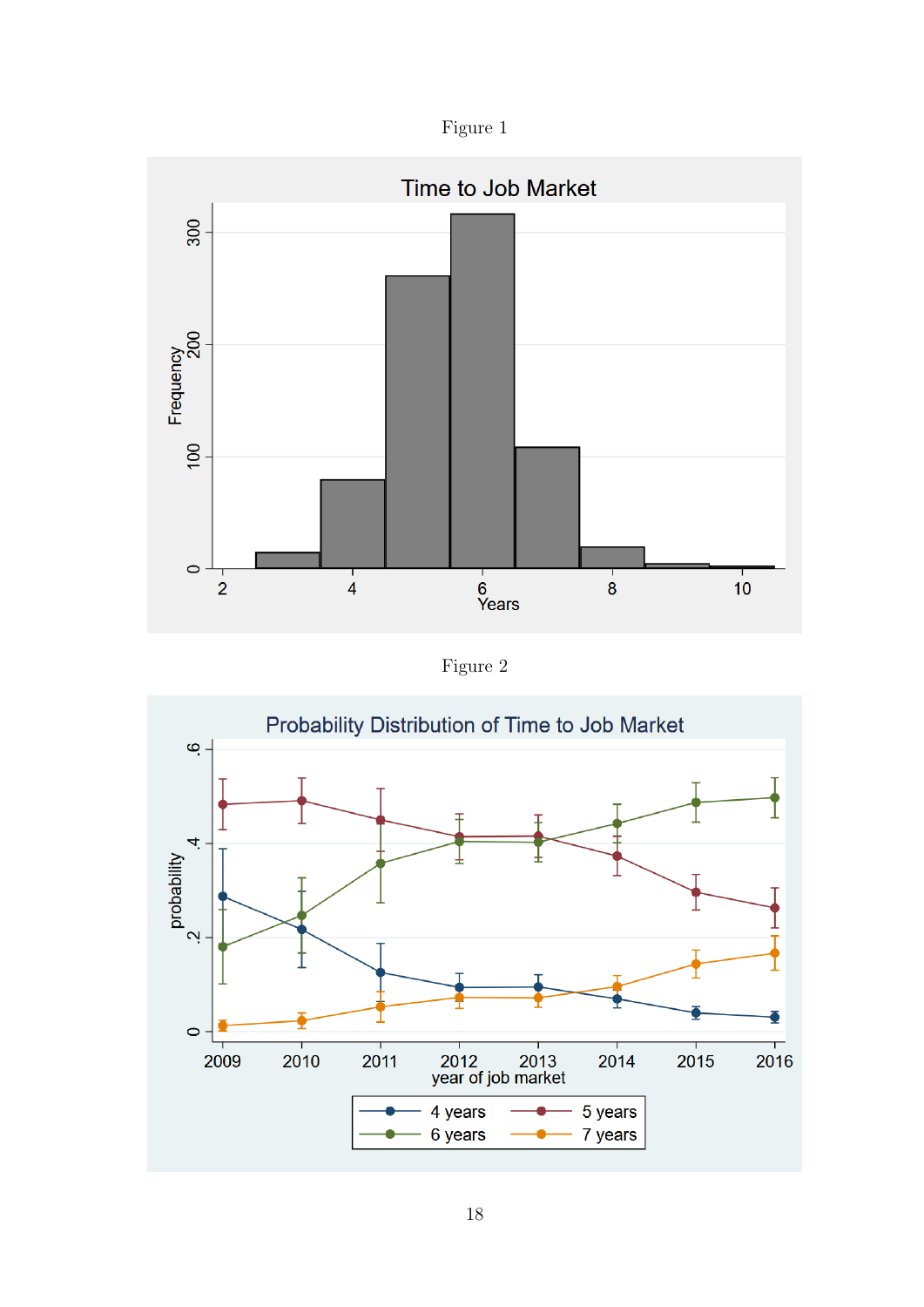Figure 1

Figure 2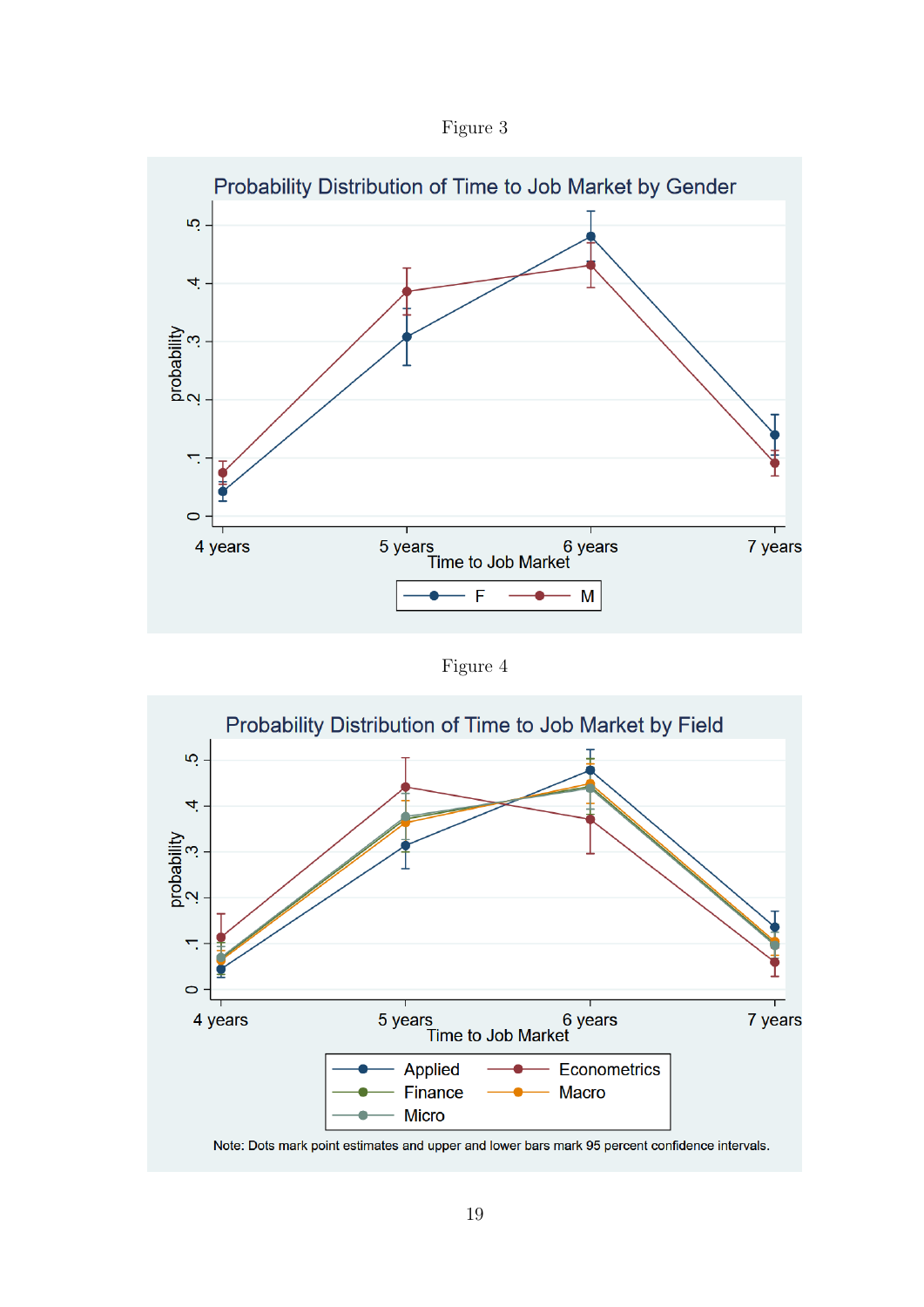Figure 3

Figure 4

Note: Dots mark point estimates and upper and lower bars mark 95 percent confidence intervals.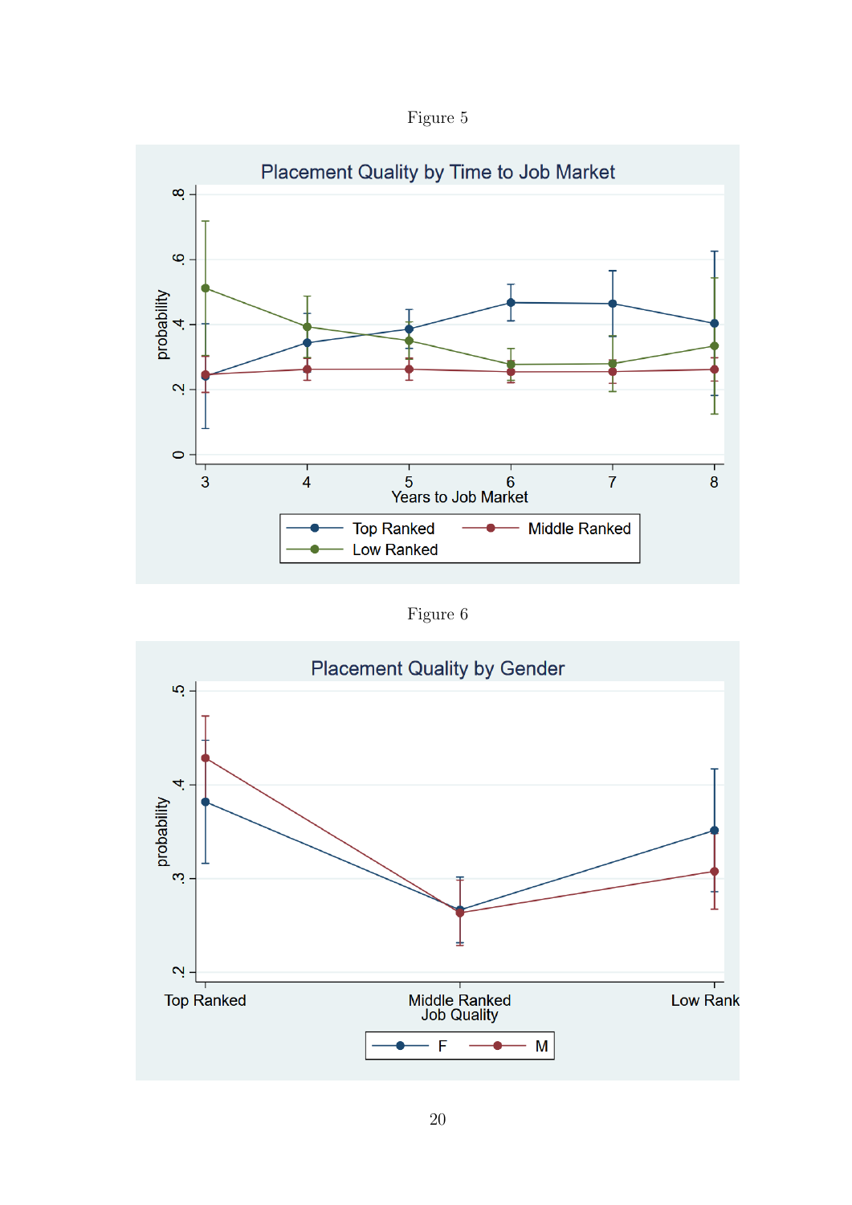Figure 5

Placement Quality by Time to Job Market

probability

Years to Job Market

Top Ranked — Middle Ranked — Low Ranked

Figure 6

Placement Quality by Gender

probability

Top Ranked — Middle Ranked — Low Rank

Job Quality

F — M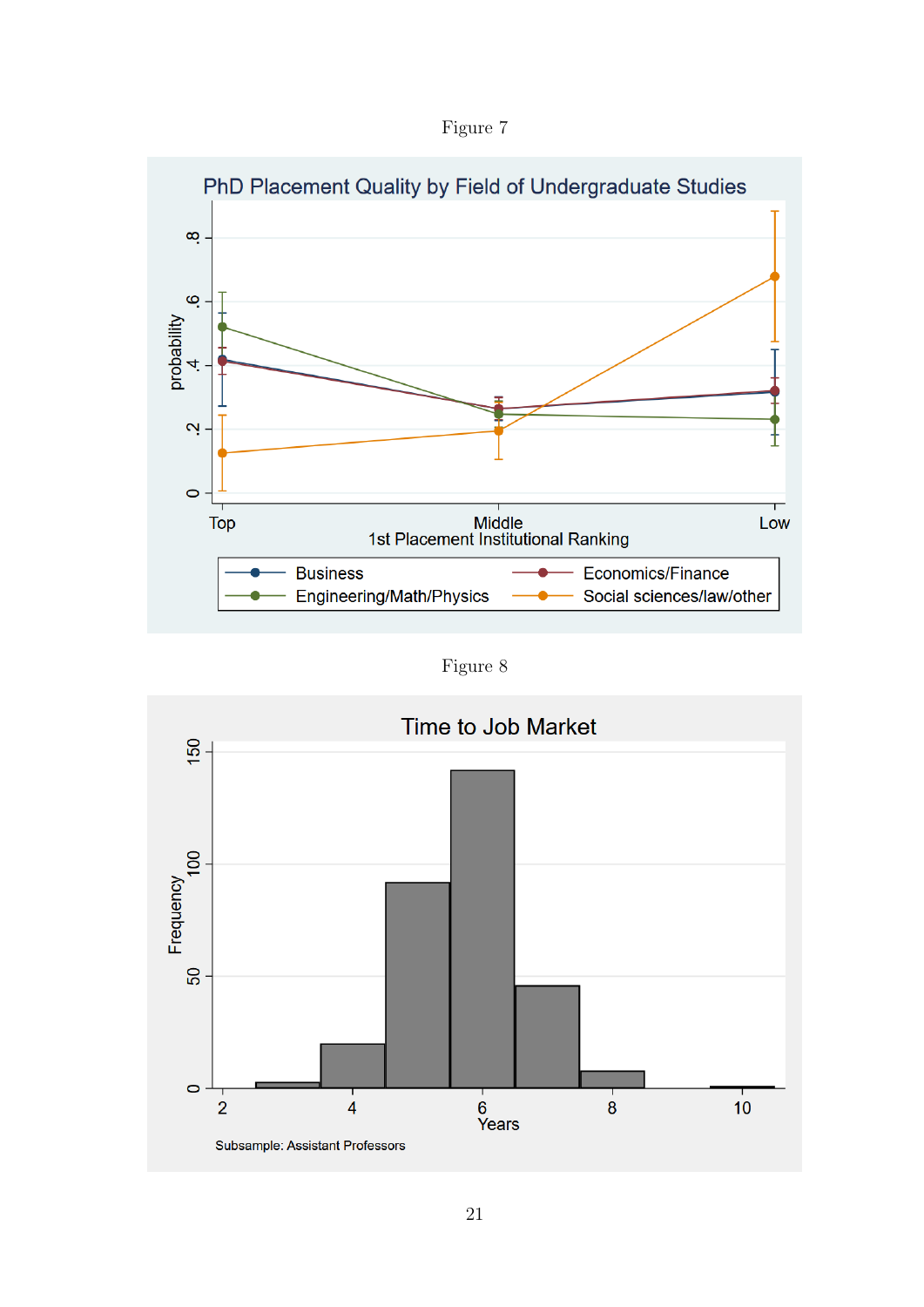Figure 7

Figure 8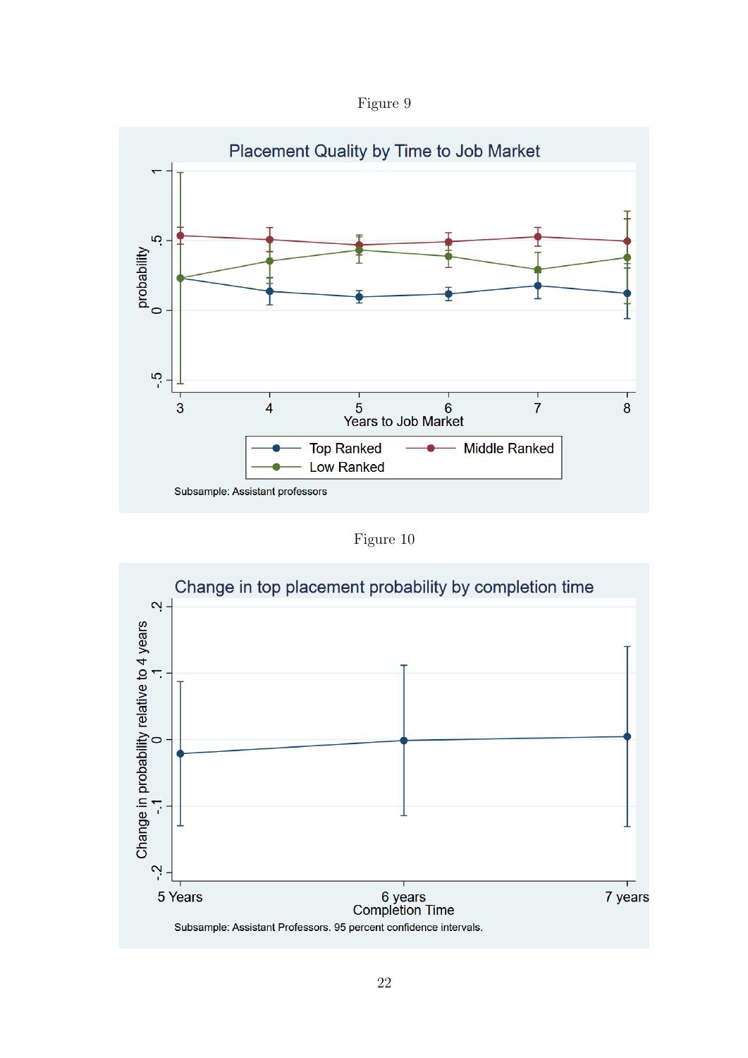Figure 9

Placement Quality by Time to Job Market

Subsample: Assistant professors

Figure 10

Change in top placement probability by completion time

Subsample: Assistant Professors. 95 percent confidence intervals.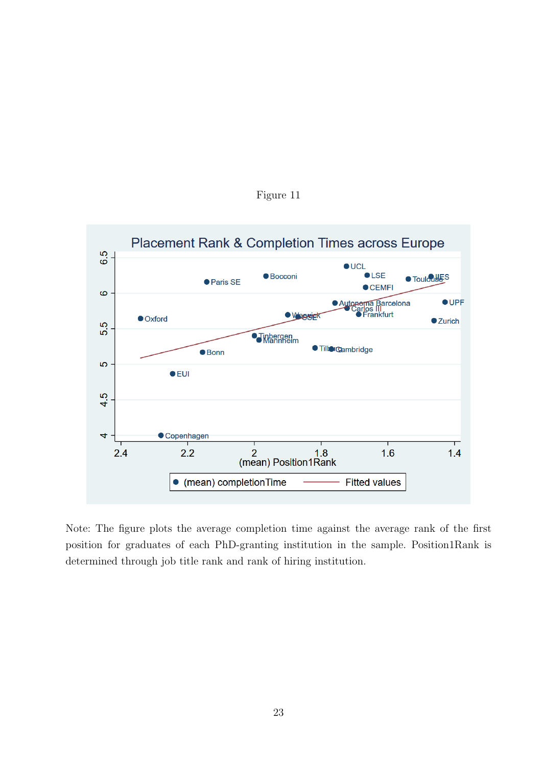Figure 11

Note: The figure plots the average completion time against the average rank of the first position for graduates of each PhD-granting institution in the sample. Position1Rank is determined through job title rank and rank of hiring institution.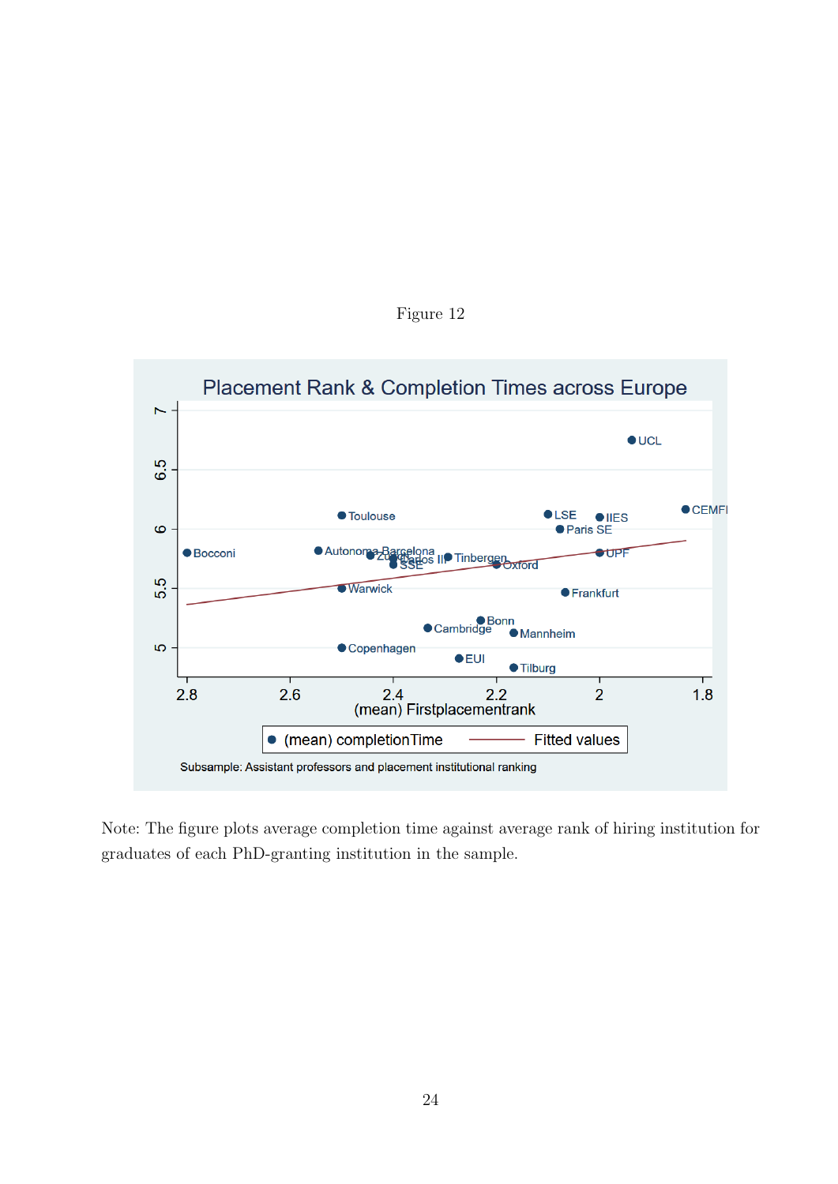Figure 12

Placement Rank & Completion Times across Europe

7
6.5
6
5.5
5

UCL
CEMFI
Toulouse
LSE
IIES
Paris SE
Bocconi
Autonoma Barcelona
Zurich
Carlos III
Tinbergen
SSE
Oxford
UPF
Warwick
Frankfurt
Bonn
Cambridge
Mannheim
Copenhagen
EUI
Tilburg

2.8
2.6
2.4
2.2
2
1.8

(mean) Firstplacementrank

(mean) completionTime
Fitted values

Subsample: Assistant professors and placement institutional ranking

Note: The figure plots average completion time against average rank of hiring institution for graduates of each PhD-granting institution in the sample.